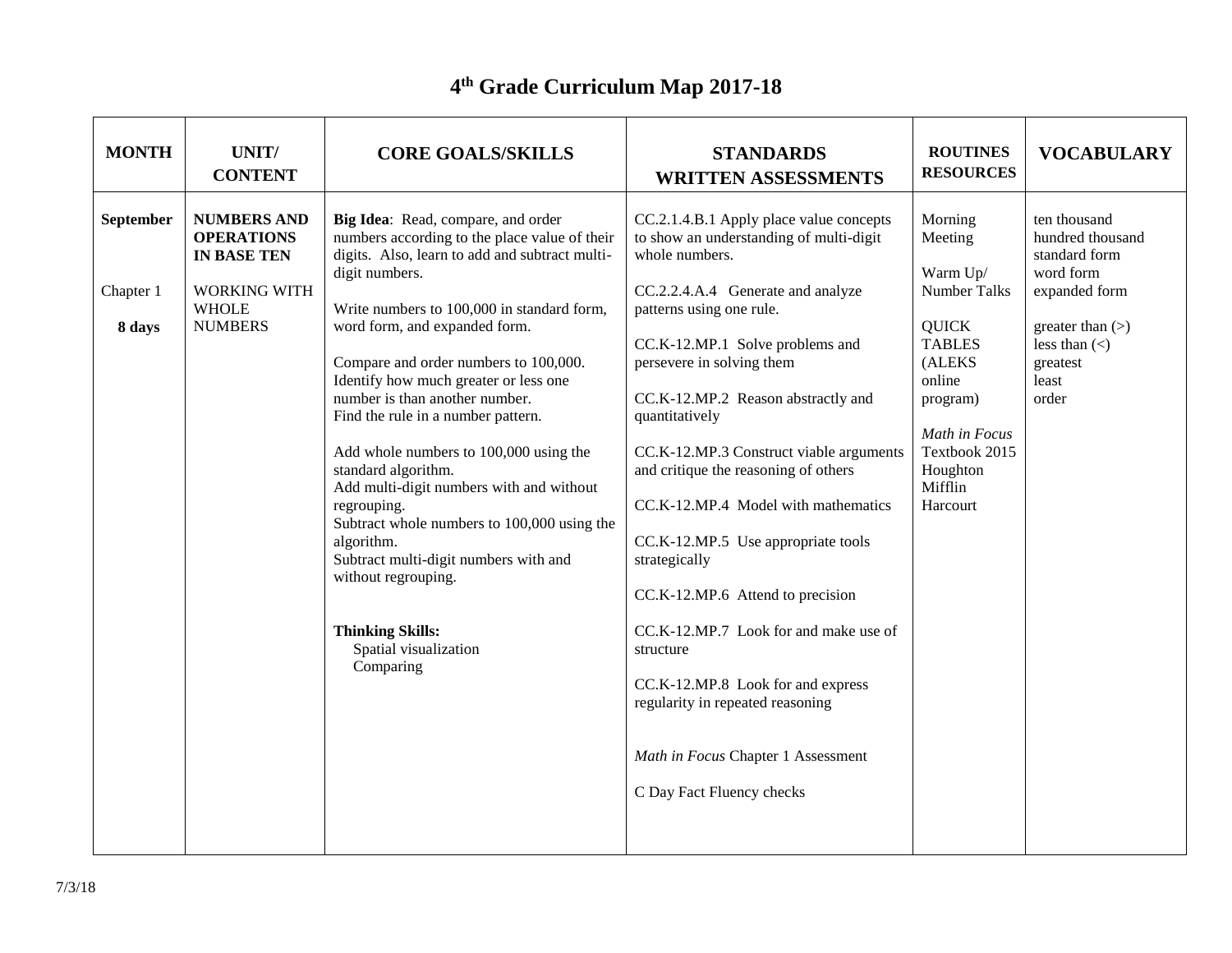# 4th Grade Curriculum Map 2017-18

| MONTH | UNIT/ CONTENT | CORE GOALS/SKILLS | STANDARDS WRITTEN ASSESSMENTS | ROUTINES RESOURCES | VOCABULARY |
|---|---|---|---|---|---|
| **September**<br><br>Chapter 1<br><br>**8 days** | **NUMBERS AND OPERATIONS IN BASE TEN**<br><br>WORKING WITH WHOLE NUMBERS | **Big Idea**: Read, compare, and order numbers according to the place value of their digits. Also, learn to add and subtract multi-digit numbers.<br><br>Write numbers to 100,000 in standard form, word form, and expanded form.<br><br>Compare and order numbers to 100,000.<br>Identify how much greater or less one number is than another number.<br>Find the rule in a number pattern.<br><br>Add whole numbers to 100,000 using the standard algorithm.<br>Add multi-digit numbers with and without regrouping.<br>Subtract whole numbers to 100,000 using the algorithm.<br>Subtract multi-digit numbers with and without regrouping.<br><br>**Thinking Skills:**<br>Spatial visualization<br>Comparing | CC.2.1.4.B.1 Apply place value concepts to show an understanding of multi-digit whole numbers.<br><br>CC.2.2.4.A.4 Generate and analyze patterns using one rule.<br><br>CC.K-12.MP.1 Solve problems and persevere in solving them<br><br>CC.K-12.MP.2 Reason abstractly and quantitatively<br><br>CC.K-12.MP.3 Construct viable arguments and critique the reasoning of others<br><br>CC.K-12.MP.4 Model with mathematics<br><br>CC.K-12.MP.5 Use appropriate tools strategically<br><br>CC.K-12.MP.6 Attend to precision<br><br>CC.K-12.MP.7 Look for and make use of structure<br><br>CC.K-12.MP.8 Look for and express regularity in repeated reasoning<br><br>*Math in Focus* Chapter 1 Assessment<br><br>C Day Fact Fluency checks | Morning Meeting<br><br>Warm Up/ Number Talks<br><br>QUICK TABLES (ALEKS online program)<br><br>*Math in Focus* Textbook 2015 Houghton Mifflin Harcourt | ten thousand<br>hundred thousand<br>standard form<br>word form<br>expanded form<br><br>greater than (>)<br>less than (<)<br>greatest<br>least<br>order |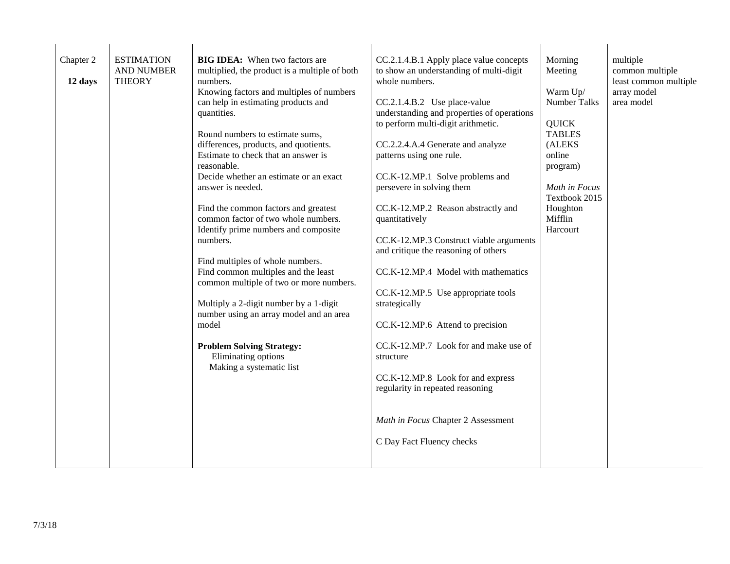| Chapter 2<br>**12 days** | ESTIMATION AND NUMBER THEORY | **BIG IDEA:** When two factors are multiplied, the product is a multiple of both numbers.<br>Knowing factors and multiples of numbers can help in estimating products and quantities.<br><br>Round numbers to estimate sums, differences, products, and quotients.<br>Estimate to check that an answer is reasonable.<br>Decide whether an estimate or an exact answer is needed.<br><br>Find the common factors and greatest common factor of two whole numbers.<br>Identify prime numbers and composite numbers.<br><br>Find multiples of whole numbers.<br>Find common multiples and the least common multiple of two or more numbers.<br><br>Multiply a 2-digit number by a 1-digit number using an array model and an area model<br><br>**Problem Solving Strategy:**<br>Eliminating options<br>Making a systematic list | CC.2.1.4.B.1 Apply place value concepts to show an understanding of multi-digit whole numbers.<br><br>CC.2.1.4.B.2 Use place-value understanding and properties of operations to perform multi-digit arithmetic.<br><br>CC.2.2.4.A.4 Generate and analyze patterns using one rule.<br><br>CC.K-12.MP.1 Solve problems and persevere in solving them<br><br>CC.K-12.MP.2 Reason abstractly and quantitatively<br><br>CC.K-12.MP.3 Construct viable arguments and critique the reasoning of others<br><br>CC.K-12.MP.4 Model with mathematics<br><br>CC.K-12.MP.5 Use appropriate tools strategically<br><br>CC.K-12.MP.6 Attend to precision<br><br>CC.K-12.MP.7 Look for and make use of structure<br><br>CC.K-12.MP.8 Look for and express regularity in repeated reasoning<br><br>*Math in Focus* Chapter 2 Assessment<br><br>C Day Fact Fluency checks | Morning Meeting<br><br>Warm Up/ Number Talks<br><br>QUICK TABLES (ALEKS online program)<br><br>*Math in Focus* Textbook 2015 Houghton Mifflin Harcourt | multiple<br>common multiple<br>least common multiple<br>array model<br>area model |
|---|---|---|---|---|---|

7/3/18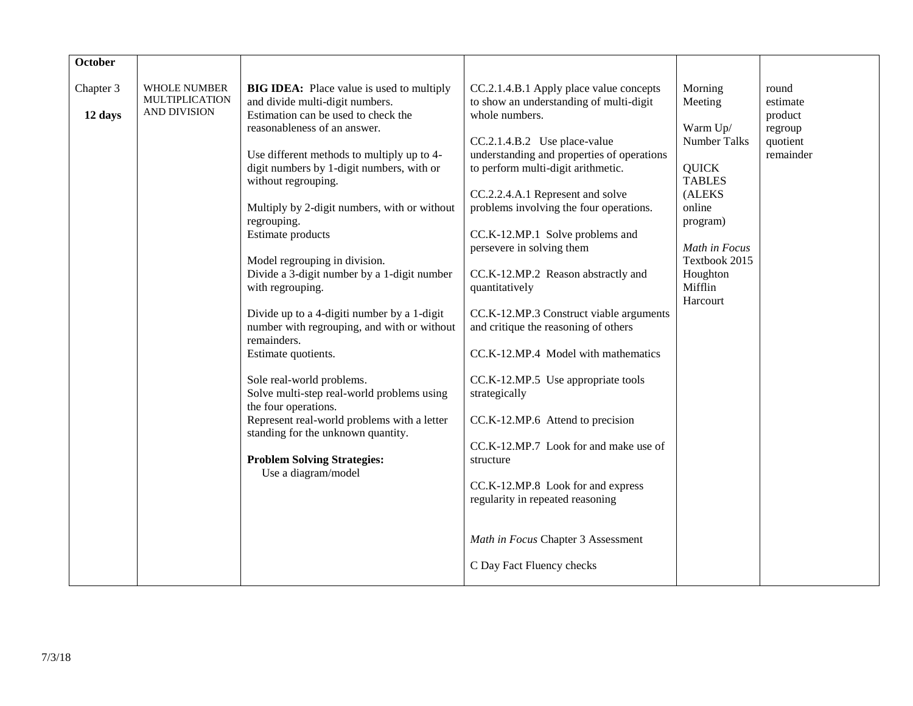| October | | | | | |
|---|---|---|---|---|---|
| Chapter 3<br><br>**12 days** | WHOLE NUMBER MULTIPLICATION AND DIVISION | **BIG IDEA:** Place value is used to multiply and divide multi-digit numbers.<br>Estimation can be used to check the reasonableness of an answer.<br><br>Use different methods to multiply up to 4-digit numbers by 1-digit numbers, with or without regrouping.<br><br>Multiply by 2-digit numbers, with or without regrouping.<br>Estimate products<br><br>Model regrouping in division.<br>Divide a 3-digit number by a 1-digit number with regrouping.<br><br>Divide up to a 4-digiti number by a 1-digit number with regrouping, and with or without remainders.<br>Estimate quotients.<br><br>Sole real-world problems.<br>Solve multi-step real-world problems using the four operations.<br>Represent real-world problems with a letter standing for the unknown quantity.<br><br>**Problem Solving Strategies:**<br>Use a diagram/model | CC.2.1.4.B.1 Apply place value concepts to show an understanding of multi-digit whole numbers.<br><br>CC.2.1.4.B.2 Use place-value understanding and properties of operations to perform multi-digit arithmetic.<br><br>CC.2.2.4.A.1 Represent and solve problems involving the four operations.<br><br>CC.K-12.MP.1 Solve problems and persevere in solving them<br><br>CC.K-12.MP.2 Reason abstractly and quantitatively<br><br>CC.K-12.MP.3 Construct viable arguments and critique the reasoning of others<br><br>CC.K-12.MP.4 Model with mathematics<br><br>CC.K-12.MP.5 Use appropriate tools strategically<br><br>CC.K-12.MP.6 Attend to precision<br><br>CC.K-12.MP.7 Look for and make use of structure<br><br>CC.K-12.MP.8 Look for and express regularity in repeated reasoning<br><br>*Math in Focus* Chapter 3 Assessment<br><br>C Day Fact Fluency checks | Morning Meeting<br><br>Warm Up/ Number Talks<br><br>QUICK TABLES (ALEKS online program)<br><br>*Math in Focus* Textbook 2015 Houghton Mifflin Harcourt | round<br>estimate<br>product<br>regroup<br>quotient<br>remainder |

7/3/18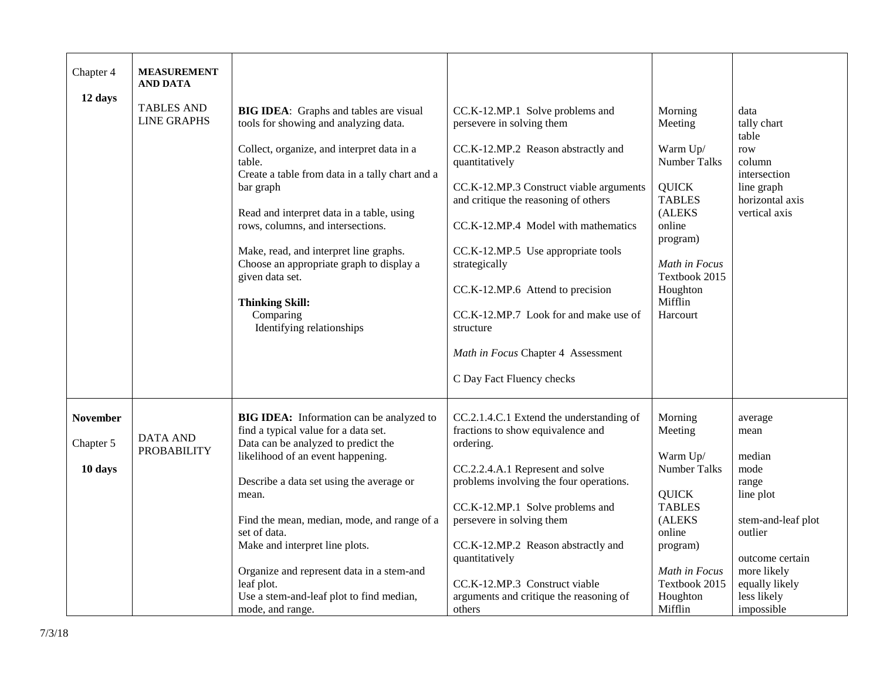| | | | | | |
|---|---|---|---|---|---|
| Chapter 4<br><br>**12 days** | **MEASUREMENT AND DATA**<br><br>TABLES AND LINE GRAPHS | **BIG IDEA**: Graphs and tables are visual tools for showing and analyzing data.<br><br>Collect, organize, and interpret data in a table.<br>Create a table from data in a tally chart and a bar graph<br><br>Read and interpret data in a table, using rows, columns, and intersections.<br><br>Make, read, and interpret line graphs.<br>Choose an appropriate graph to display a given data set.<br><br>**Thinking Skill:**<br>Comparing<br>Identifying relationships | CC.K-12.MP.1 Solve problems and persevere in solving them<br><br>CC.K-12.MP.2 Reason abstractly and quantitatively<br><br>CC.K-12.MP.3 Construct viable arguments and critique the reasoning of others<br><br>CC.K-12.MP.4 Model with mathematics<br><br>CC.K-12.MP.5 Use appropriate tools strategically<br><br>CC.K-12.MP.6 Attend to precision<br><br>CC.K-12.MP.7 Look for and make use of structure<br><br>*Math in Focus* Chapter 4 Assessment<br><br>C Day Fact Fluency checks | Morning Meeting<br><br>Warm Up/ Number Talks<br><br>QUICK TABLES (ALEKS online program)<br><br>*Math in Focus* Textbook 2015 Houghton Mifflin Harcourt | data<br>tally chart<br>table<br>row<br>column<br>intersection<br>line graph<br>horizontal axis<br>vertical axis |
| **November**<br><br>Chapter 5<br><br>**10 days** | DATA AND PROBABILITY | **BIG IDEA:** Information can be analyzed to find a typical value for a data set.<br>Data can be analyzed to predict the likelihood of an event happening.<br><br>Describe a data set using the average or mean.<br><br>Find the mean, median, mode, and range of a set of data.<br>Make and interpret line plots.<br><br>Organize and represent data in a stem-and leaf plot.<br>Use a stem-and-leaf plot to find median, mode, and range. | CC.2.1.4.C.1 Extend the understanding of fractions to show equivalence and ordering.<br><br>CC.2.2.4.A.1 Represent and solve problems involving the four operations.<br><br>CC.K-12.MP.1 Solve problems and persevere in solving them<br><br>CC.K-12.MP.2 Reason abstractly and quantitatively<br><br>CC.K-12.MP.3 Construct viable arguments and critique the reasoning of others | Morning Meeting<br><br>Warm Up/ Number Talks<br><br>QUICK TABLES (ALEKS online program)<br><br>*Math in Focus* Textbook 2015 Houghton Mifflin | average<br>mean<br><br>median<br>mode<br>range<br>line plot<br><br>stem-and-leaf plot<br>outlier<br><br>outcome certain<br>more likely<br>equally likely<br>less likely<br>impossible |

7/3/18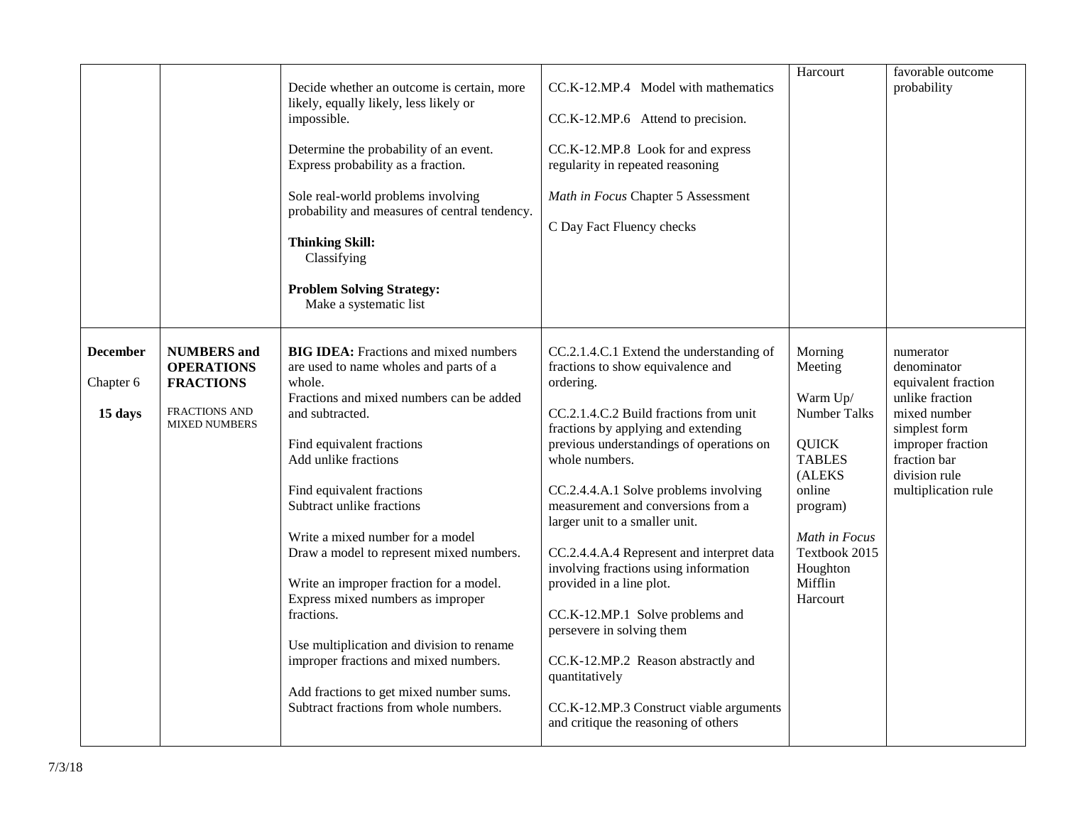| | | | | | |
|---|---|---|---|---|---|
| | | Decide whether an outcome is certain, more likely, equally likely, less likely or impossible.<br><br>Determine the probability of an event. Express probability as a fraction.<br><br>Sole real-world problems involving probability and measures of central tendency.<br><br>**Thinking Skill:**<br>Classifying<br><br>**Problem Solving Strategy:**<br>Make a systematic list | CC.K-12.MP.4 Model with mathematics<br><br>CC.K-12.MP.6 Attend to precision.<br><br>CC.K-12.MP.8 Look for and express regularity in repeated reasoning<br><br>*Math in Focus* Chapter 5 Assessment<br><br>C Day Fact Fluency checks | Harcourt | favorable outcome<br>probability |
| **December**<br><br>Chapter 6<br><br>**15 days** | **NUMBERS and OPERATIONS FRACTIONS**<br><br>FRACTIONS AND MIXED NUMBERS | **BIG IDEA:** Fractions and mixed numbers are used to name wholes and parts of a whole.<br>Fractions and mixed numbers can be added and subtracted.<br><br>Find equivalent fractions<br>Add unlike fractions<br><br>Find equivalent fractions<br>Subtract unlike fractions<br><br>Write a mixed number for a model<br>Draw a model to represent mixed numbers.<br><br>Write an improper fraction for a model.<br>Express mixed numbers as improper fractions.<br><br>Use multiplication and division to rename improper fractions and mixed numbers.<br><br>Add fractions to get mixed number sums.<br>Subtract fractions from whole numbers. | CC.2.1.4.C.1 Extend the understanding of fractions to show equivalence and ordering.<br><br>CC.2.1.4.C.2 Build fractions from unit fractions by applying and extending previous understandings of operations on whole numbers.<br><br>CC.2.4.4.A.1 Solve problems involving measurement and conversions from a larger unit to a smaller unit.<br><br>CC.2.4.4.A.4 Represent and interpret data involving fractions using information provided in a line plot.<br><br>CC.K-12.MP.1 Solve problems and persevere in solving them<br><br>CC.K-12.MP.2 Reason abstractly and quantitatively<br><br>CC.K-12.MP.3 Construct viable arguments and critique the reasoning of others | Morning Meeting<br><br>Warm Up/ Number Talks<br><br>QUICK TABLES (ALEKS online program)<br><br>*Math in Focus* Textbook 2015 Houghton Mifflin Harcourt | numerator<br>denominator<br>equivalent fraction<br>unlike fraction<br>mixed number<br>simplest form<br>improper fraction<br>fraction bar<br>division rule<br>multiplication rule |

7/3/18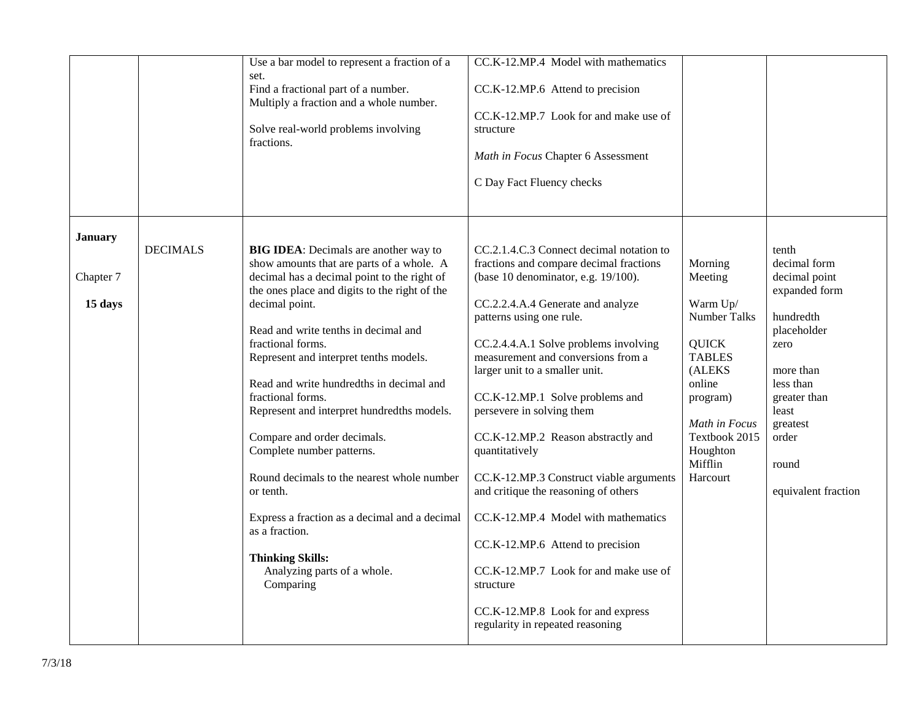| | | | | | |
|---|---|---|---|---|---|
| | | Use a bar model to represent a fraction of a set.<br>Find a fractional part of a number.<br>Multiply a fraction and a whole number.<br><br>Solve real-world problems involving fractions. | CC.K-12.MP.4 Model with mathematics<br><br>CC.K-12.MP.6 Attend to precision<br><br>CC.K-12.MP.7 Look for and make use of structure<br><br>*Math in Focus* Chapter 6 Assessment<br><br>C Day Fact Fluency checks | | |
| **January**<br><br>Chapter 7<br><br>**15 days** | DECIMALS | **BIG IDEA**: Decimals are another way to show amounts that are parts of a whole. A decimal has a decimal point to the right of the ones place and digits to the right of the decimal point.<br><br>Read and write tenths in decimal and fractional forms.<br>Represent and interpret tenths models.<br><br>Read and write hundredths in decimal and fractional forms.<br>Represent and interpret hundredths models.<br><br>Compare and order decimals.<br>Complete number patterns.<br><br>Round decimals to the nearest whole number or tenth.<br><br>Express a fraction as a decimal and a decimal as a fraction.<br><br>**Thinking Skills:**<br>Analyzing parts of a whole.<br>Comparing | CC.2.1.4.C.3 Connect decimal notation to fractions and compare decimal fractions (base 10 denominator, e.g. 19/100).<br><br>CC.2.2.4.A.4 Generate and analyze patterns using one rule.<br><br>CC.2.4.4.A.1 Solve problems involving measurement and conversions from a larger unit to a smaller unit.<br><br>CC.K-12.MP.1 Solve problems and persevere in solving them<br><br>CC.K-12.MP.2 Reason abstractly and quantitatively<br><br>CC.K-12.MP.3 Construct viable arguments and critique the reasoning of others<br><br>CC.K-12.MP.4 Model with mathematics<br><br>CC.K-12.MP.6 Attend to precision<br><br>CC.K-12.MP.7 Look for and make use of structure<br><br>CC.K-12.MP.8 Look for and express regularity in repeated reasoning | Morning Meeting<br><br>Warm Up/ Number Talks<br><br>QUICK TABLES (ALEKS online program)<br><br>*Math in Focus* Textbook 2015 Houghton Mifflin Harcourt | tenth<br>decimal form<br>decimal point<br>expanded form<br><br>hundredth<br>placeholder<br>zero<br><br>more than<br>less than<br>greater than<br>least<br>greatest<br>order<br><br>round<br><br>equivalent fraction |

7/3/18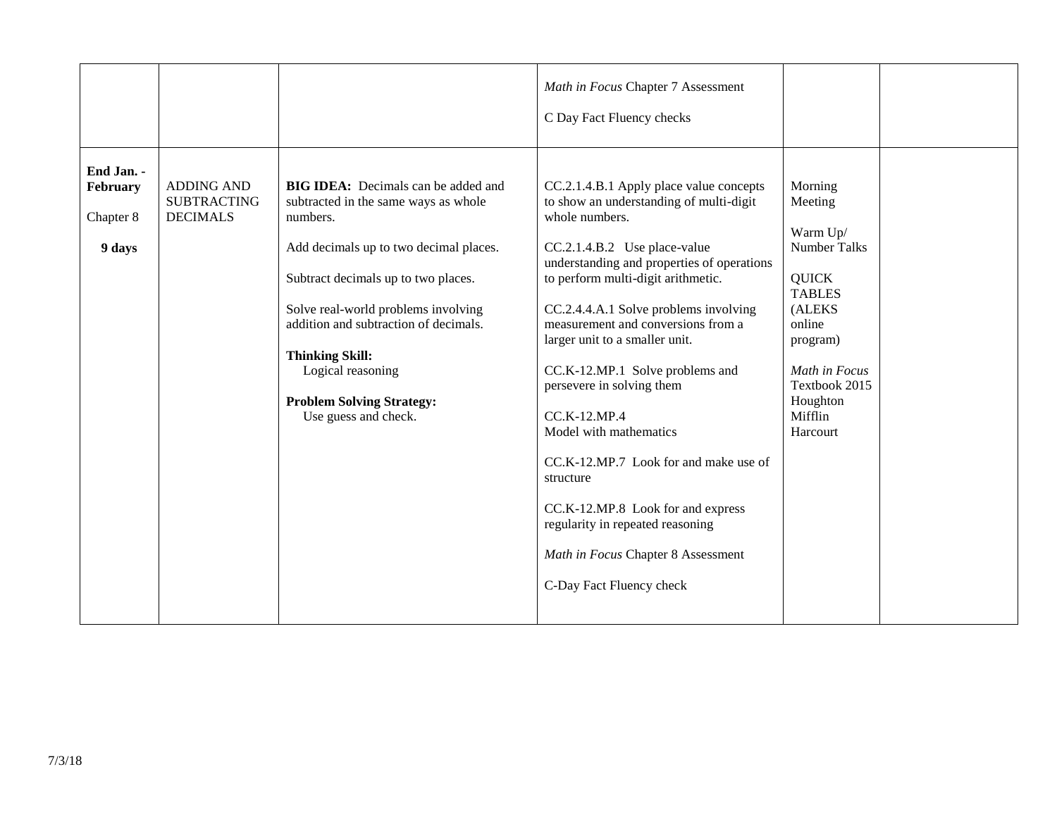| | | | | | |
|---|---|---|---|---|---|
| | | | *Math in Focus* Chapter 7 Assessment<br><br>C Day Fact Fluency checks | | |
| **End Jan. - February**<br><br>Chapter 8<br><br>**9 days** | ADDING AND SUBTRACTING DECIMALS | **BIG IDEA:** Decimals can be added and subtracted in the same ways as whole numbers.<br><br>Add decimals up to two decimal places.<br><br>Subtract decimals up to two places.<br><br>Solve real-world problems involving addition and subtraction of decimals.<br><br>**Thinking Skill:**<br>Logical reasoning<br><br>**Problem Solving Strategy:**<br>Use guess and check. | CC.2.1.4.B.1 Apply place value concepts to show an understanding of multi-digit whole numbers.<br><br>CC.2.1.4.B.2 Use place-value understanding and properties of operations to perform multi-digit arithmetic.<br><br>CC.2.4.4.A.1 Solve problems involving measurement and conversions from a larger unit to a smaller unit.<br><br>CC.K-12.MP.1 Solve problems and persevere in solving them<br><br>CC.K-12.MP.4<br>Model with mathematics<br><br>CC.K-12.MP.7 Look for and make use of structure<br><br>CC.K-12.MP.8 Look for and express regularity in repeated reasoning<br><br>*Math in Focus* Chapter 8 Assessment<br><br>C-Day Fact Fluency check | Morning Meeting<br><br>Warm Up/ Number Talks<br><br>QUICK TABLES (ALEKS online program)<br><br>*Math in Focus* Textbook 2015 Houghton Mifflin Harcourt | |

7/3/18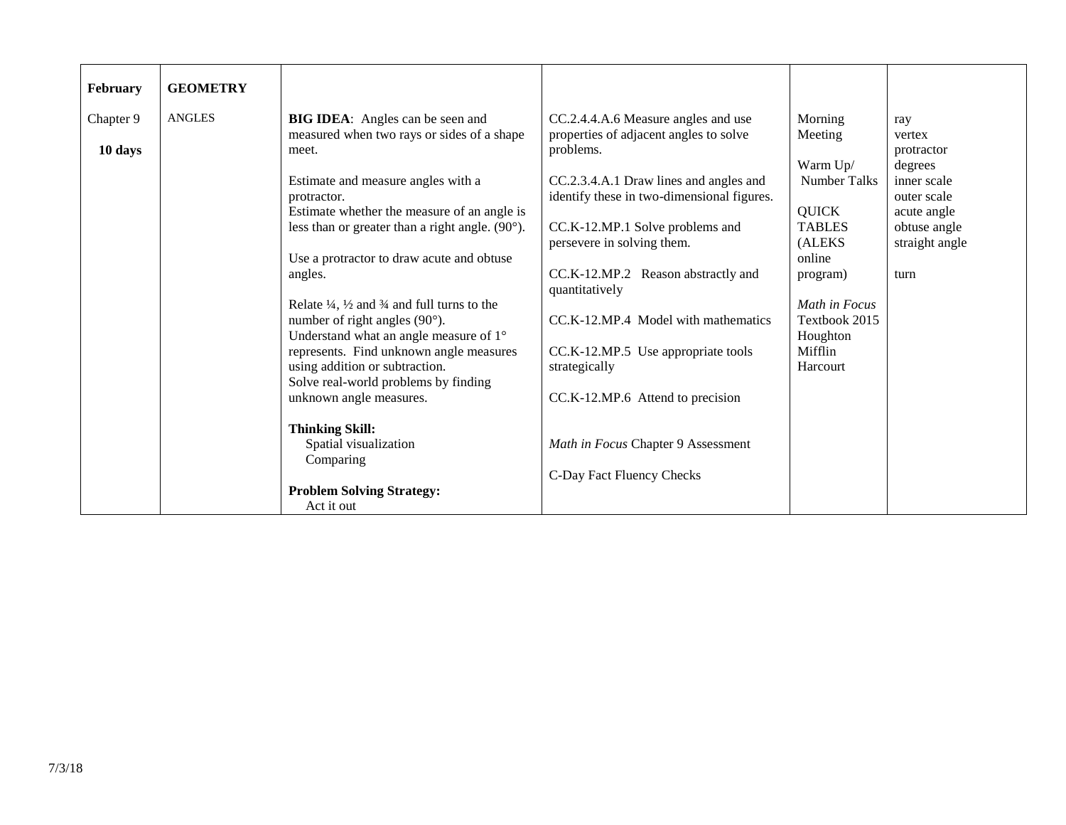| **February** | **GEOMETRY** | | | | |
|---|---|---|---|---|---|
| Chapter 9<br><br>**10 days** | ANGLES | **BIG IDEA**: Angles can be seen and measured when two rays or sides of a shape meet.<br><br>Estimate and measure angles with a protractor.<br>Estimate whether the measure of an angle is less than or greater than a right angle. (90°).<br><br>Use a protractor to draw acute and obtuse angles.<br><br>Relate ¼, ½ and ¾ and full turns to the number of right angles (90°).<br>Understand what an angle measure of 1° represents. Find unknown angle measures using addition or subtraction.<br>Solve real-world problems by finding unknown angle measures.<br><br>**Thinking Skill:**<br>Spatial visualization<br>Comparing<br><br>**Problem Solving Strategy:**<br>Act it out | CC.2.4.4.A.6 Measure angles and use properties of adjacent angles to solve problems.<br><br>CC.2.3.4.A.1 Draw lines and angles and identify these in two-dimensional figures.<br><br>CC.K-12.MP.1 Solve problems and persevere in solving them.<br><br>CC.K-12.MP.2 Reason abstractly and quantitatively<br><br>CC.K-12.MP.4 Model with mathematics<br><br>CC.K-12.MP.5 Use appropriate tools strategically<br><br>CC.K-12.MP.6 Attend to precision<br><br>*Math in Focus* Chapter 9 Assessment<br><br>C-Day Fact Fluency Checks | Morning Meeting<br><br>Warm Up/ Number Talks<br><br>QUICK TABLES (ALEKS online program)<br><br>*Math in Focus* Textbook 2015 Houghton Mifflin Harcourt | ray<br>vertex<br>protractor<br>degrees<br>inner scale<br>outer scale<br>acute angle<br>obtuse angle<br>straight angle<br><br>turn |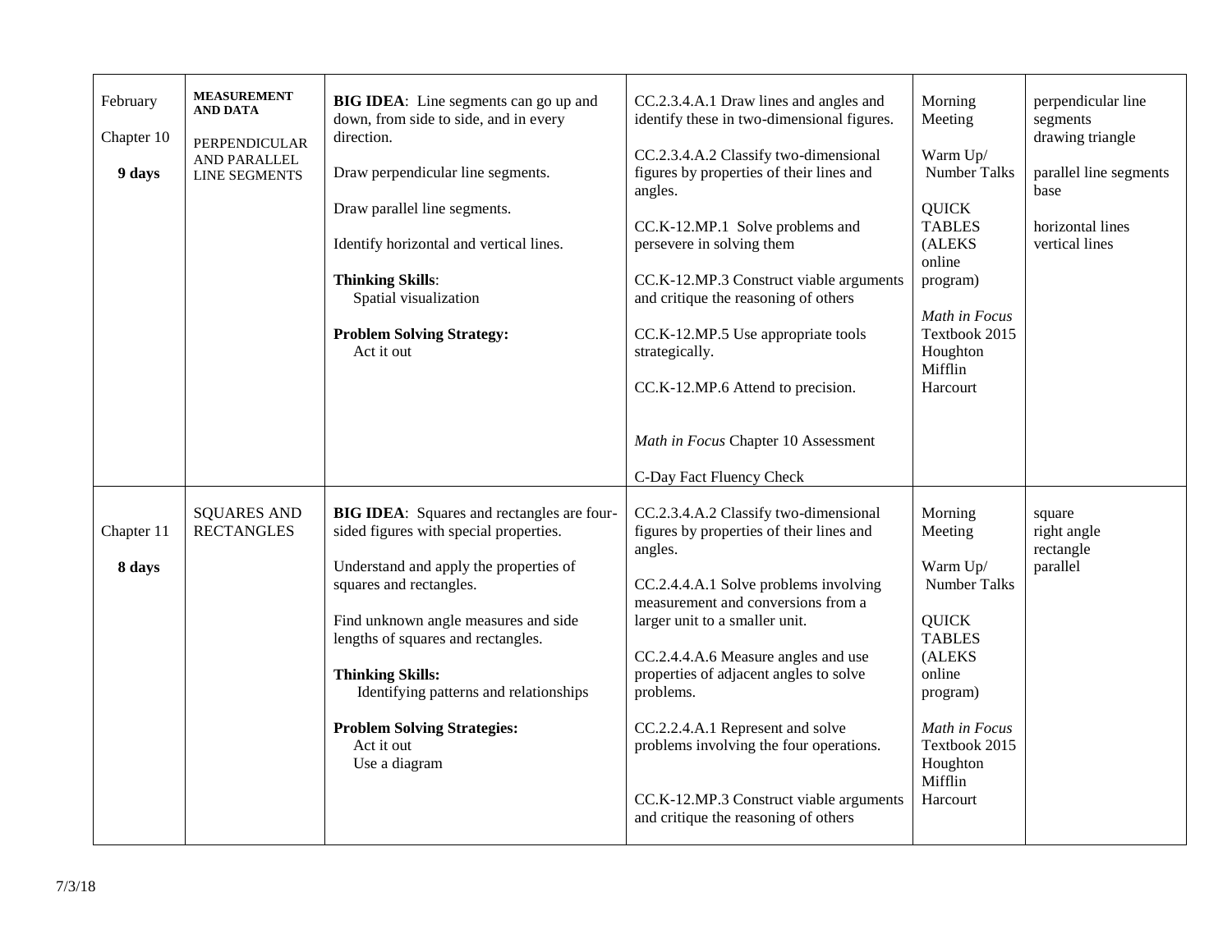| | | | | | |
|---|---|---|---|---|---|
| February<br><br>Chapter 10<br><br>**9 days** | **MEASUREMENT AND DATA**<br><br>PERPENDICULAR AND PARALLEL LINE SEGMENTS | **BIG IDEA**: Line segments can go up and down, from side to side, and in every direction.<br><br>Draw perpendicular line segments.<br><br>Draw parallel line segments.<br><br>Identify horizontal and vertical lines.<br><br>**Thinking Skills**:<br>Spatial visualization<br><br>**Problem Solving Strategy:**<br>Act it out | CC.2.3.4.A.1 Draw lines and angles and identify these in two-dimensional figures.<br><br>CC.2.3.4.A.2 Classify two-dimensional figures by properties of their lines and angles.<br><br>CC.K-12.MP.1 Solve problems and persevere in solving them<br><br>CC.K-12.MP.3 Construct viable arguments and critique the reasoning of others<br><br>CC.K-12.MP.5 Use appropriate tools strategically.<br><br>CC.K-12.MP.6 Attend to precision.<br><br>*Math in Focus* Chapter 10 Assessment<br><br>C-Day Fact Fluency Check | Morning Meeting<br><br>Warm Up/ Number Talks<br><br>QUICK TABLES (ALEKS online program)<br><br>*Math in Focus* Textbook 2015 Houghton Mifflin Harcourt | perpendicular line segments<br>drawing triangle<br><br>parallel line segments<br>base<br><br>horizontal lines<br>vertical lines |
| Chapter 11<br><br>**8 days** | SQUARES AND RECTANGLES | **BIG IDEA**: Squares and rectangles are four-sided figures with special properties.<br><br>Understand and apply the properties of squares and rectangles.<br><br>Find unknown angle measures and side lengths of squares and rectangles.<br><br>**Thinking Skills:**<br>Identifying patterns and relationships<br><br>**Problem Solving Strategies:**<br>Act it out<br>Use a diagram | CC.2.3.4.A.2 Classify two-dimensional figures by properties of their lines and angles.<br><br>CC.2.4.4.A.1 Solve problems involving measurement and conversions from a larger unit to a smaller unit.<br><br>CC.2.4.4.A.6 Measure angles and use properties of adjacent angles to solve problems.<br><br>CC.2.2.4.A.1 Represent and solve problems involving the four operations.<br><br>CC.K-12.MP.3 Construct viable arguments and critique the reasoning of others | Morning Meeting<br><br>Warm Up/ Number Talks<br><br>QUICK TABLES (ALEKS online program)<br><br>*Math in Focus* Textbook 2015 Houghton Mifflin Harcourt | square<br>right angle<br>rectangle<br>parallel |

7/3/18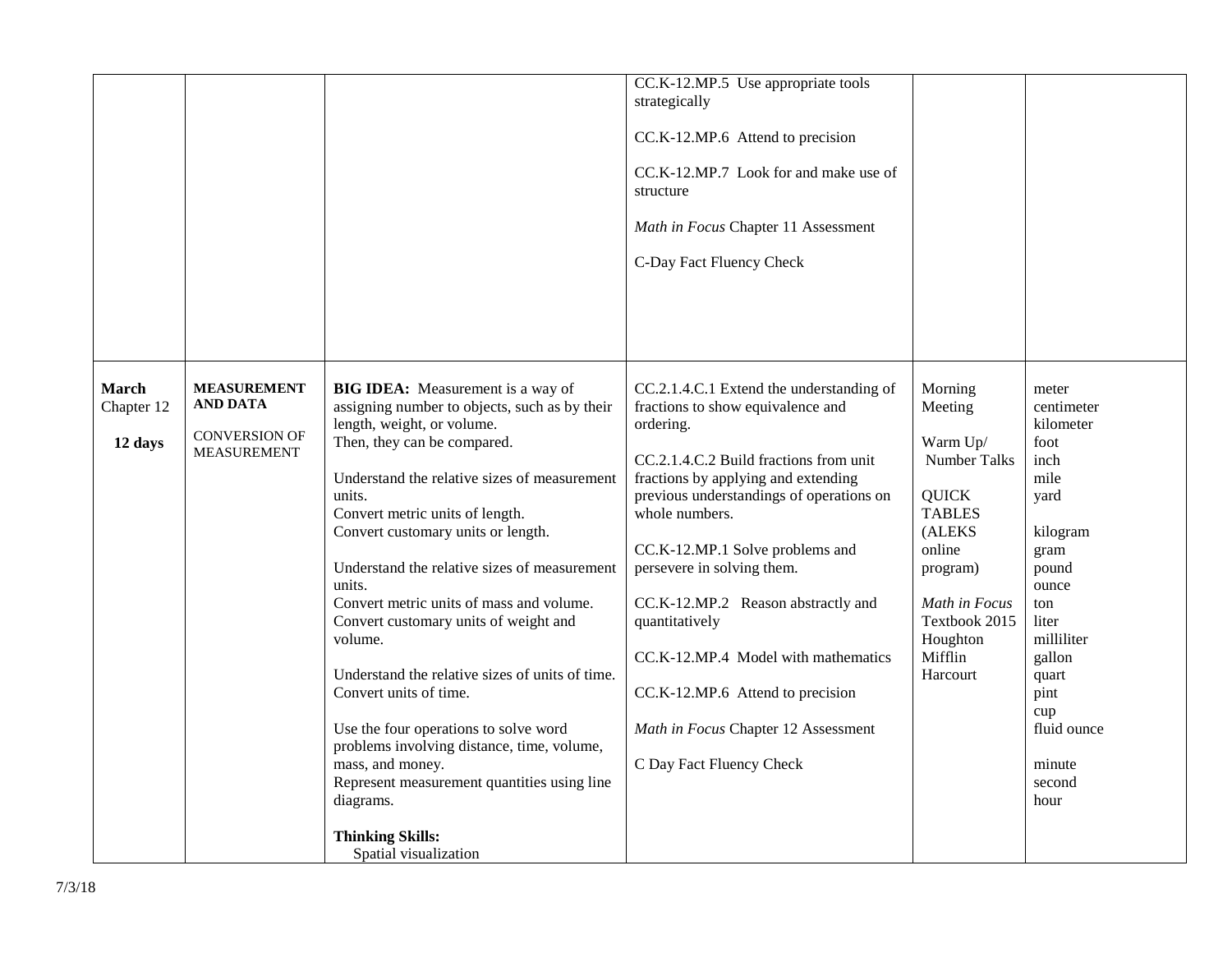| | | | | | |
|---|---|---|---|---|---|
| | | | CC.K-12.MP.5 Use appropriate tools strategically<br><br>CC.K-12.MP.6 Attend to precision<br><br>CC.K-12.MP.7 Look for and make use of structure<br><br>*Math in Focus* Chapter 11 Assessment<br><br>C-Day Fact Fluency Check | | |
| **March**<br>Chapter 12<br><br>**12 days** | **MEASUREMENT AND DATA**<br><br>CONVERSION OF MEASUREMENT | **BIG IDEA:** Measurement is a way of assigning number to objects, such as by their length, weight, or volume.<br>Then, they can be compared.<br><br>Understand the relative sizes of measurement units.<br>Convert metric units of length.<br>Convert customary units or length.<br><br>Understand the relative sizes of measurement units.<br>Convert metric units of mass and volume.<br>Convert customary units of weight and volume.<br><br>Understand the relative sizes of units of time.<br>Convert units of time.<br><br>Use the four operations to solve word problems involving distance, time, volume, mass, and money.<br>Represent measurement quantities using line diagrams.<br><br>**Thinking Skills:**<br>Spatial visualization | CC.2.1.4.C.1 Extend the understanding of fractions to show equivalence and ordering.<br><br>CC.2.1.4.C.2 Build fractions from unit fractions by applying and extending previous understandings of operations on whole numbers.<br><br>CC.K-12.MP.1 Solve problems and persevere in solving them.<br><br>CC.K-12.MP.2 Reason abstractly and quantitatively<br><br>CC.K-12.MP.4 Model with mathematics<br><br>CC.K-12.MP.6 Attend to precision<br><br>*Math in Focus* Chapter 12 Assessment<br><br>C Day Fact Fluency Check | Morning Meeting<br><br>Warm Up/ Number Talks<br><br>QUICK TABLES (ALEKS online program)<br><br>*Math in Focus* Textbook 2015 Houghton Mifflin Harcourt | meter<br>centimeter<br>kilometer<br>foot<br>inch<br>mile<br>yard<br><br>kilogram<br>gram<br>pound<br>ounce<br>ton<br>liter<br>milliliter<br>gallon<br>quart<br>pint<br>cup<br>fluid ounce<br><br>minute<br>second<br>hour |

7/3/18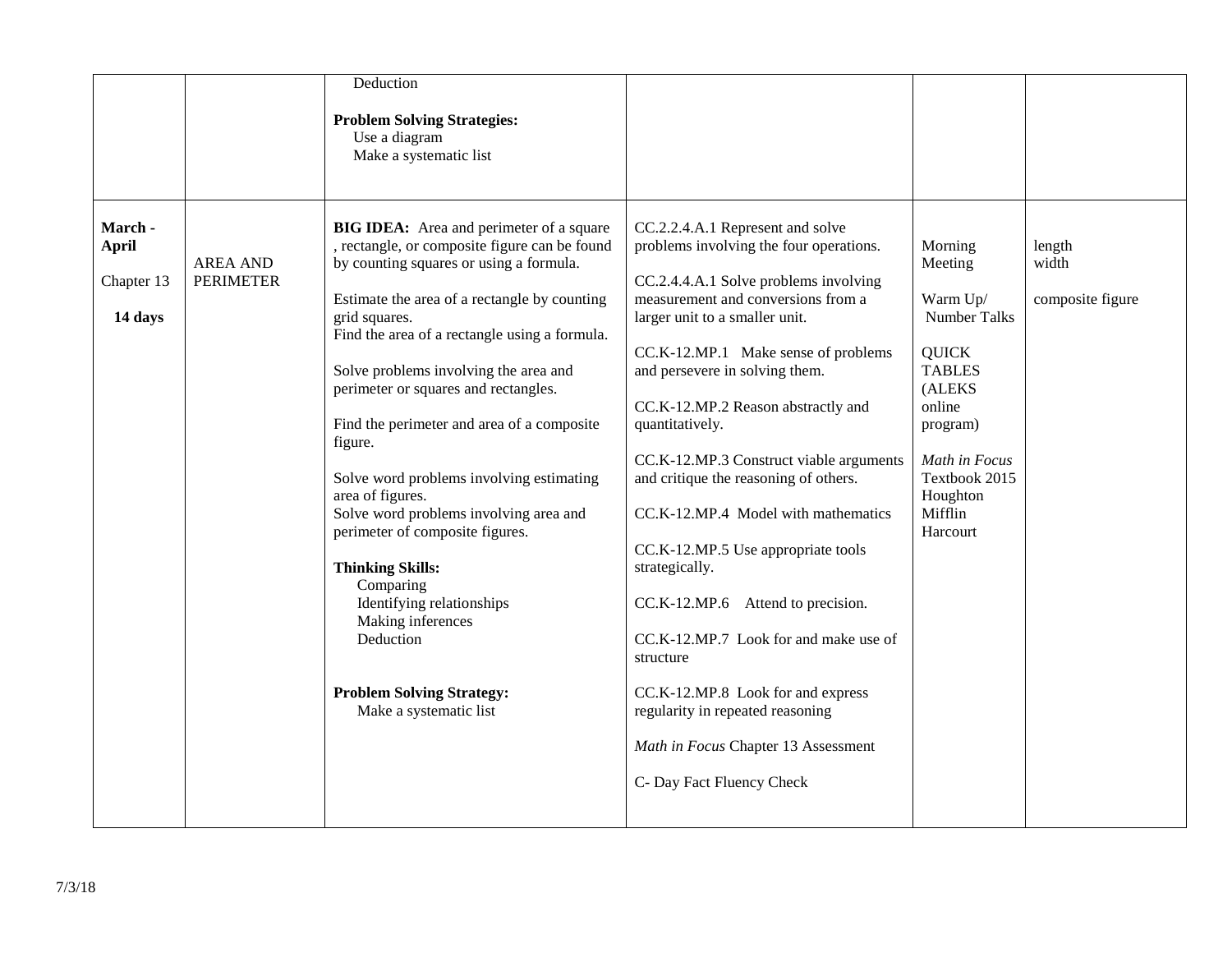| | | | | | |
|---|---|---|---|---|---|
| | | Deduction<br><br>**Problem Solving Strategies:**<br>Use a diagram<br>Make a systematic list | | | |
| **March - April**<br><br>Chapter 13<br><br>**14 days** | AREA AND PERIMETER | **BIG IDEA:** Area and perimeter of a square , rectangle, or composite figure can be found by counting squares or using a formula.<br><br>Estimate the area of a rectangle by counting grid squares.<br>Find the area of a rectangle using a formula.<br><br>Solve problems involving the area and perimeter or squares and rectangles.<br><br>Find the perimeter and area of a composite figure.<br><br>Solve word problems involving estimating area of figures.<br>Solve word problems involving area and perimeter of composite figures.<br><br>**Thinking Skills:**<br>Comparing<br>Identifying relationships<br>Making inferences<br>Deduction<br><br>**Problem Solving Strategy:**<br>Make a systematic list | CC.2.2.4.A.1 Represent and solve problems involving the four operations.<br><br>CC.2.4.4.A.1 Solve problems involving measurement and conversions from a larger unit to a smaller unit.<br><br>CC.K-12.MP.1 Make sense of problems and persevere in solving them.<br><br>CC.K-12.MP.2 Reason abstractly and quantitatively.<br><br>CC.K-12.MP.3 Construct viable arguments and critique the reasoning of others.<br><br>CC.K-12.MP.4 Model with mathematics<br><br>CC.K-12.MP.5 Use appropriate tools strategically.<br><br>CC.K-12.MP.6 Attend to precision.<br><br>CC.K-12.MP.7 Look for and make use of structure<br><br>CC.K-12.MP.8 Look for and express regularity in repeated reasoning<br><br>*Math in Focus* Chapter 13 Assessment<br><br>C- Day Fact Fluency Check | Morning Meeting<br><br>Warm Up/ Number Talks<br><br>QUICK TABLES (ALEKS online program)<br><br>*Math in Focus* Textbook 2015 Houghton Mifflin Harcourt | length<br>width<br><br>composite figure |

7/3/18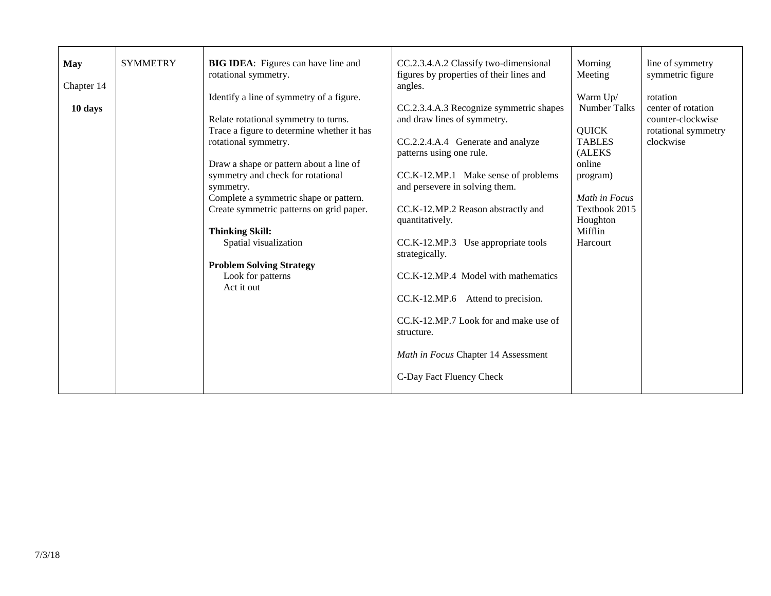| **May**<br><br>Chapter 14<br><br>**10 days** | SYMMETRY | **BIG IDEA**: Figures can have line and rotational symmetry.<br><br>Identify a line of symmetry of a figure.<br><br>Relate rotational symmetry to turns.<br>Trace a figure to determine whether it has rotational symmetry.<br><br>Draw a shape or pattern about a line of symmetry and check for rotational symmetry.<br>Complete a symmetric shape or pattern.<br>Create symmetric patterns on grid paper.<br><br>**Thinking Skill:**<br>Spatial visualization<br><br>**Problem Solving Strategy**<br>Look for patterns<br>Act it out | CC.2.3.4.A.2 Classify two-dimensional figures by properties of their lines and angles.<br><br>CC.2.3.4.A.3 Recognize symmetric shapes and draw lines of symmetry.<br><br>CC.2.2.4.A.4 Generate and analyze patterns using one rule.<br><br>CC.K-12.MP.1 Make sense of problems and persevere in solving them.<br><br>CC.K-12.MP.2 Reason abstractly and quantitatively.<br><br>CC.K-12.MP.3 Use appropriate tools strategically.<br><br>CC.K-12.MP.4 Model with mathematics<br><br>CC.K-12.MP.6 Attend to precision.<br><br>CC.K-12.MP.7 Look for and make use of structure.<br><br>*Math in Focus* Chapter 14 Assessment<br><br>C-Day Fact Fluency Check | Morning Meeting<br><br>Warm Up/ Number Talks<br><br>QUICK TABLES (ALEKS online program)<br><br>*Math in Focus* Textbook 2015 Houghton Mifflin Harcourt | line of symmetry<br>symmetric figure<br><br>rotation<br>center of rotation<br>counter-clockwise<br>rotational symmetry<br>clockwise |
|---|---|---|---|---|---|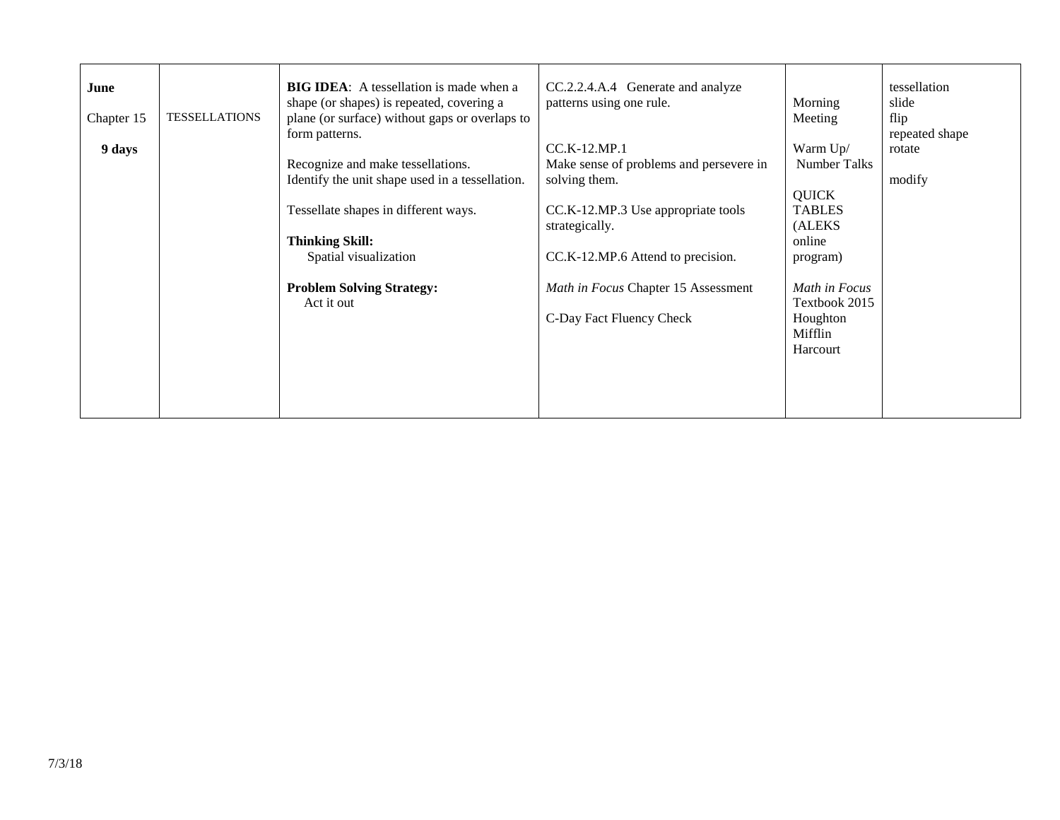| | | | | | |
|---|---|---|---|---|---|
| **June**<br><br>Chapter 15<br><br>**9 days** | TESSELLATIONS | **BIG IDEA**: A tessellation is made when a shape (or shapes) is repeated, covering a plane (or surface) without gaps or overlaps to form patterns.<br><br>Recognize and make tessellations.<br>Identify the unit shape used in a tessellation.<br><br>Tessellate shapes in different ways.<br><br>**Thinking Skill:**<br>Spatial visualization<br><br>**Problem Solving Strategy:**<br>Act it out | CC.2.2.4.A.4 Generate and analyze patterns using one rule.<br><br>CC.K-12.MP.1<br>Make sense of problems and persevere in solving them.<br><br>CC.K-12.MP.3 Use appropriate tools strategically.<br><br>CC.K-12.MP.6 Attend to precision.<br><br>*Math in Focus* Chapter 15 Assessment<br><br>C-Day Fact Fluency Check | Morning Meeting<br><br>Warm Up/ Number Talks<br><br>QUICK TABLES (ALEKS online program)<br><br>*Math in Focus* Textbook 2015 Houghton Mifflin Harcourt | tessellation<br>slide<br>flip<br>repeated shape<br>rotate<br><br>modify |

7/3/18